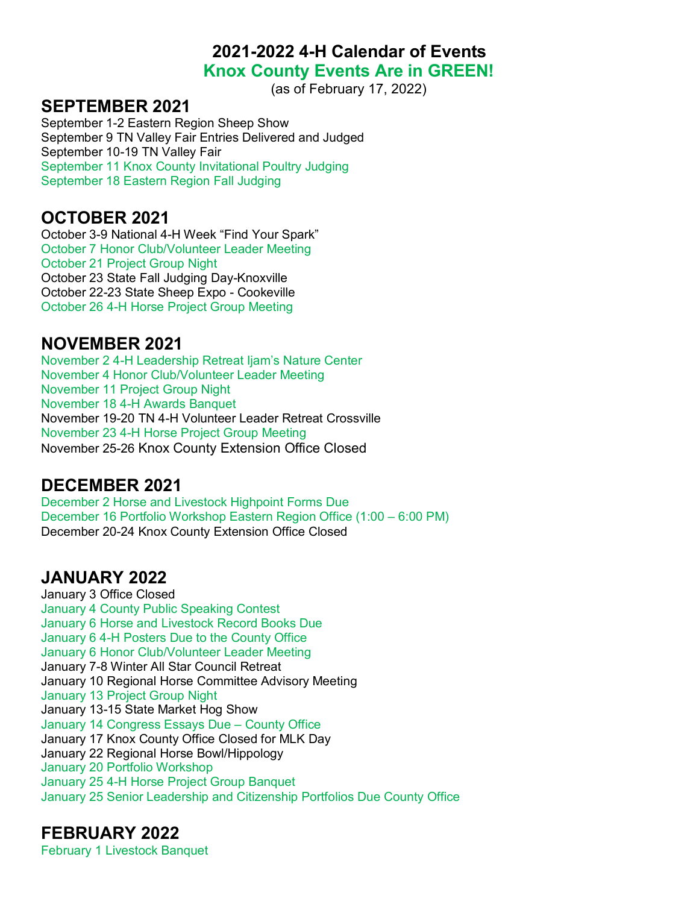# 2021-2022 4-H Calendar of Events

## Knox County Events Are in GREEN!

(as of February 17, 2022)

## SEPTEMBER 2021

September 1-2 Eastern Region Sheep Show
September 9 TN Valley Fair Entries Delivered and Judged
September 10-19 TN Valley Fair
September 11 Knox County Invitational Poultry Judging
September 18 Eastern Region Fall Judging

## OCTOBER 2021

October 3-9 National 4-H Week "Find Your Spark"
October 7 Honor Club/Volunteer Leader Meeting
October 21 Project Group Night
October 23 State Fall Judging Day-Knoxville
October 22-23 State Sheep Expo - Cookeville
October 26 4-H Horse Project Group Meeting

## NOVEMBER 2021

November 2 4-H Leadership Retreat Ijam's Nature Center
November 4 Honor Club/Volunteer Leader Meeting
November 11 Project Group Night
November 18 4-H Awards Banquet
November 19-20 TN 4-H Volunteer Leader Retreat Crossville
November 23 4-H Horse Project Group Meeting
November 25-26 Knox County Extension Office Closed

## DECEMBER 2021

December 2 Horse and Livestock Highpoint Forms Due
December 16 Portfolio Workshop Eastern Region Office (1:00 – 6:00 PM)
December 20-24 Knox County Extension Office Closed

## JANUARY 2022

January 3 Office Closed
January 4 County Public Speaking Contest
January 6 Horse and Livestock Record Books Due
January 6 4-H Posters Due to the County Office
January 6 Honor Club/Volunteer Leader Meeting
January 7-8 Winter All Star Council Retreat
January 10 Regional Horse Committee Advisory Meeting
January 13 Project Group Night
January 13-15 State Market Hog Show
January 14 Congress Essays Due – County Office
January 17 Knox County Office Closed for MLK Day
January 22 Regional Horse Bowl/Hippology
January 20 Portfolio Workshop
January 25 4-H Horse Project Group Banquet
January 25 Senior Leadership and Citizenship Portfolios Due County Office

## FEBRUARY 2022

February 1 Livestock Banquet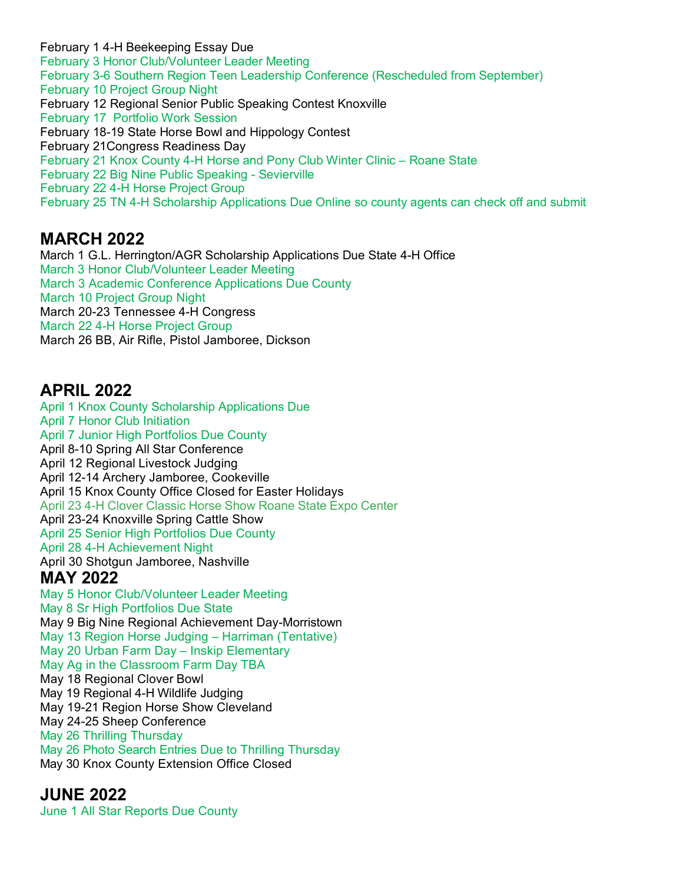February 1 4-H Beekeeping Essay Due
February 3 Honor Club/Volunteer Leader Meeting
February 3-6 Southern Region Teen Leadership Conference (Rescheduled from September)
February 10 Project Group Night
February 12 Regional Senior Public Speaking Contest Knoxville
February 17 Portfolio Work Session
February 18-19 State Horse Bowl and Hippology Contest
February 21Congress Readiness Day
February 21 Knox County 4-H Horse and Pony Club Winter Clinic – Roane State
February 22 Big Nine Public Speaking - Sevierville
February 22 4-H Horse Project Group
February 25 TN 4-H Scholarship Applications Due Online so county agents can check off and submit

## MARCH 2022

March 1 G.L. Herrington/AGR Scholarship Applications Due State 4-H Office
March 3 Honor Club/Volunteer Leader Meeting
March 3 Academic Conference Applications Due County
March 10 Project Group Night
March 20-23 Tennessee 4-H Congress
March 22 4-H Horse Project Group
March 26 BB, Air Rifle, Pistol Jamboree, Dickson

## APRIL 2022

April 1 Knox County Scholarship Applications Due
April 7 Honor Club Initiation
April 7 Junior High Portfolios Due County
April 8-10 Spring All Star Conference
April 12 Regional Livestock Judging
April 12-14 Archery Jamboree, Cookeville
April 15 Knox County Office Closed for Easter Holidays
April 23 4-H Clover Classic Horse Show Roane State Expo Center
April 23-24 Knoxville Spring Cattle Show
April 25 Senior High Portfolios Due County
April 28 4-H Achievement Night
April 30 Shotgun Jamboree, Nashville

## MAY 2022

May 5 Honor Club/Volunteer Leader Meeting
May 8 Sr High Portfolios Due State
May 9 Big Nine Regional Achievement Day-Morristown
May 13 Region Horse Judging – Harriman (Tentative)
May 20 Urban Farm Day – Inskip Elementary
May Ag in the Classroom Farm Day TBA
May 18 Regional Clover Bowl
May 19 Regional 4-H Wildlife Judging
May 19-21 Region Horse Show Cleveland
May 24-25 Sheep Conference
May 26 Thrilling Thursday
May 26 Photo Search Entries Due to Thrilling Thursday
May 30 Knox County Extension Office Closed

## JUNE 2022

June 1 All Star Reports Due County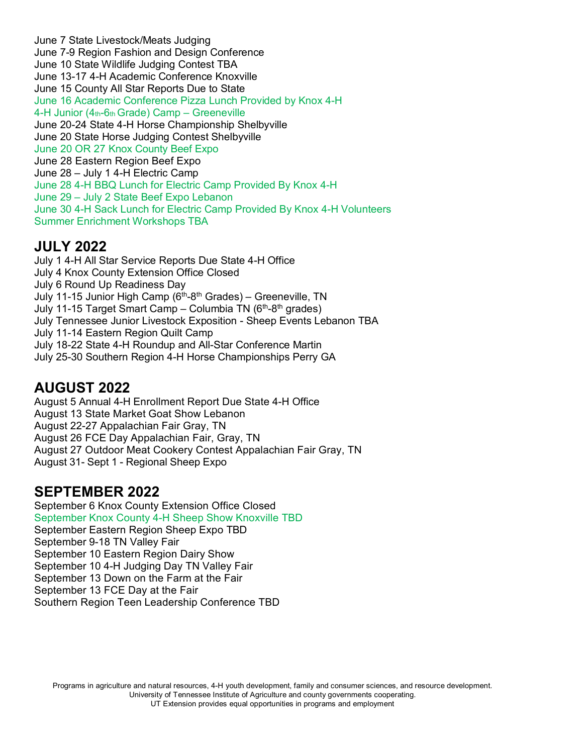June 7 State Livestock/Meats Judging
June 7-9 Region Fashion and Design Conference
June 10 State Wildlife Judging Contest TBA
June 13-17 4-H Academic Conference Knoxville
June 15 County All Star Reports Due to State
June 16 Academic Conference Pizza Lunch Provided by Knox 4-H
4-H Junior (4th-6th Grade) Camp – Greeneville
June 20-24 State 4-H Horse Championship Shelbyville
June 20 State Horse Judging Contest Shelbyville
June 20 OR 27 Knox County Beef Expo
June 28 Eastern Region Beef Expo
June 28 – July 1 4-H Electric Camp
June 28 4-H BBQ Lunch for Electric Camp Provided By Knox 4-H
June 29 – July 2 State Beef Expo Lebanon
June 30 4-H Sack Lunch for Electric Camp Provided By Knox 4-H Volunteers
Summer Enrichment Workshops TBA

## JULY 2022

July 1 4-H All Star Service Reports Due State 4-H Office
July 4 Knox County Extension Office Closed
July 6 Round Up Readiness Day
July 11-15 Junior High Camp (6th-8th Grades) – Greeneville, TN
July 11-15 Target Smart Camp – Columbia TN (6th-8th grades)
July Tennessee Junior Livestock Exposition - Sheep Events Lebanon TBA
July 11-14 Eastern Region Quilt Camp
July 18-22 State 4-H Roundup and All-Star Conference Martin
July 25-30 Southern Region 4-H Horse Championships Perry GA

## AUGUST 2022

August 5 Annual 4-H Enrollment Report Due State 4-H Office
August 13 State Market Goat Show Lebanon
August 22-27 Appalachian Fair Gray, TN
August 26 FCE Day Appalachian Fair, Gray, TN
August 27 Outdoor Meat Cookery Contest Appalachian Fair Gray, TN
August 31- Sept 1 - Regional Sheep Expo

## SEPTEMBER 2022

September 6 Knox County Extension Office Closed
September Knox County 4-H Sheep Show Knoxville TBD
September Eastern Region Sheep Expo TBD
September 9-18 TN Valley Fair
September 10 Eastern Region Dairy Show
September 10 4-H Judging Day TN Valley Fair
September 13 Down on the Farm at the Fair
September 13 FCE Day at the Fair
Southern Region Teen Leadership Conference TBD

Programs in agriculture and natural resources, 4-H youth development, family and consumer sciences, and resource development.
University of Tennessee Institute of Agriculture and county governments cooperating.
UT Extension provides equal opportunities in programs and employment